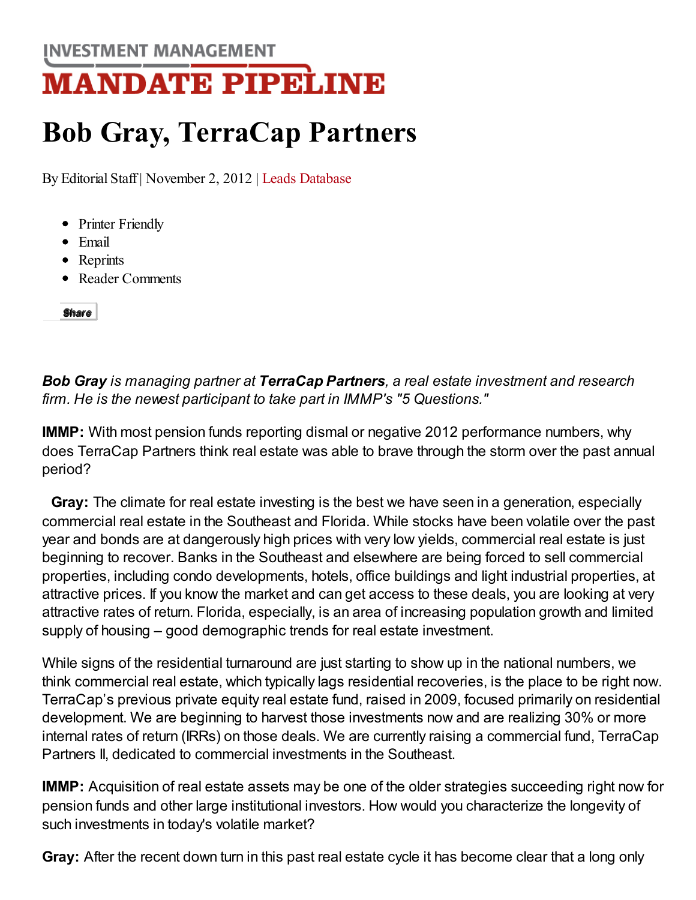INVESTMENT MANAGEMENT

# MANDATE PIPELINE

# Bob Gray, TerraCap Partners

By Editorial Staff | November 2, 2012 | Leads Database

- Printer Friendly
- Email
- Reprints
- Reader Comments

Share

***Bob Gray** is managing partner at **TerraCap Partners**, a real estate investment and research firm. He is the newest participant to take part in IMMP's "5 Questions."*

**IMMP:** With most pension funds reporting dismal or negative 2012 performance numbers, why does TerraCap Partners think real estate was able to brave through the storm over the past annual period?

**Gray:** The climate for real estate investing is the best we have seen in a generation, especially commercial real estate in the Southeast and Florida. While stocks have been volatile over the past year and bonds are at dangerously high prices with very low yields, commercial real estate is just beginning to recover. Banks in the Southeast and elsewhere are being forced to sell commercial properties, including condo developments, hotels, office buildings and light industrial properties, at attractive prices. If you know the market and can get access to these deals, you are looking at very attractive rates of return. Florida, especially, is an area of increasing population growth and limited supply of housing – good demographic trends for real estate investment.

While signs of the residential turnaround are just starting to show up in the national numbers, we think commercial real estate, which typically lags residential recoveries, is the place to be right now. TerraCap's previous private equity real estate fund, raised in 2009, focused primarily on residential development. We are beginning to harvest those investments now and are realizing 30% or more internal rates of return (IRRs) on those deals. We are currently raising a commercial fund, TerraCap Partners II, dedicated to commercial investments in the Southeast.

**IMMP:** Acquisition of real estate assets may be one of the older strategies succeeding right now for pension funds and other large institutional investors. How would you characterize the longevity of such investments in today's volatile market?

**Gray:** After the recent down turn in this past real estate cycle it has become clear that a long only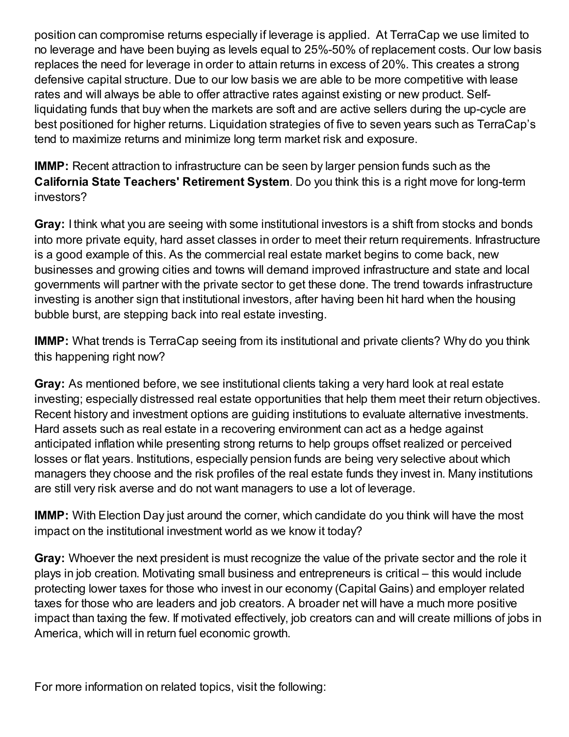position can compromise returns especially if leverage is applied. At TerraCap we use limited to no leverage and have been buying as levels equal to 25%-50% of replacement costs. Our low basis replaces the need for leverage in order to attain returns in excess of 20%. This creates a strong defensive capital structure. Due to our low basis we are able to be more competitive with lease rates and will always be able to offer attractive rates against existing or new product. Self-liquidating funds that buy when the markets are soft and are active sellers during the up-cycle are best positioned for higher returns. Liquidation strategies of five to seven years such as TerraCap's tend to maximize returns and minimize long term market risk and exposure.

**IMMP:** Recent attraction to infrastructure can be seen by larger pension funds such as the **California State Teachers' Retirement System**. Do you think this is a right move for long-term investors?

**Gray:** I think what you are seeing with some institutional investors is a shift from stocks and bonds into more private equity, hard asset classes in order to meet their return requirements. Infrastructure is a good example of this. As the commercial real estate market begins to come back, new businesses and growing cities and towns will demand improved infrastructure and state and local governments will partner with the private sector to get these done. The trend towards infrastructure investing is another sign that institutional investors, after having been hit hard when the housing bubble burst, are stepping back into real estate investing.

**IMMP:** What trends is TerraCap seeing from its institutional and private clients? Why do you think this happening right now?

**Gray:** As mentioned before, we see institutional clients taking a very hard look at real estate investing; especially distressed real estate opportunities that help them meet their return objectives. Recent history and investment options are guiding institutions to evaluate alternative investments. Hard assets such as real estate in a recovering environment can act as a hedge against anticipated inflation while presenting strong returns to help groups offset realized or perceived losses or flat years. Institutions, especially pension funds are being very selective about which managers they choose and the risk profiles of the real estate funds they invest in. Many institutions are still very risk averse and do not want managers to use a lot of leverage.

**IMMP:** With Election Day just around the corner, which candidate do you think will have the most impact on the institutional investment world as we know it today?

**Gray:** Whoever the next president is must recognize the value of the private sector and the role it plays in job creation. Motivating small business and entrepreneurs is critical – this would include protecting lower taxes for those who invest in our economy (Capital Gains) and employer related taxes for those who are leaders and job creators. A broader net will have a much more positive impact than taxing the few. If motivated effectively, job creators can and will create millions of jobs in America, which will in return fuel economic growth.

For more information on related topics, visit the following: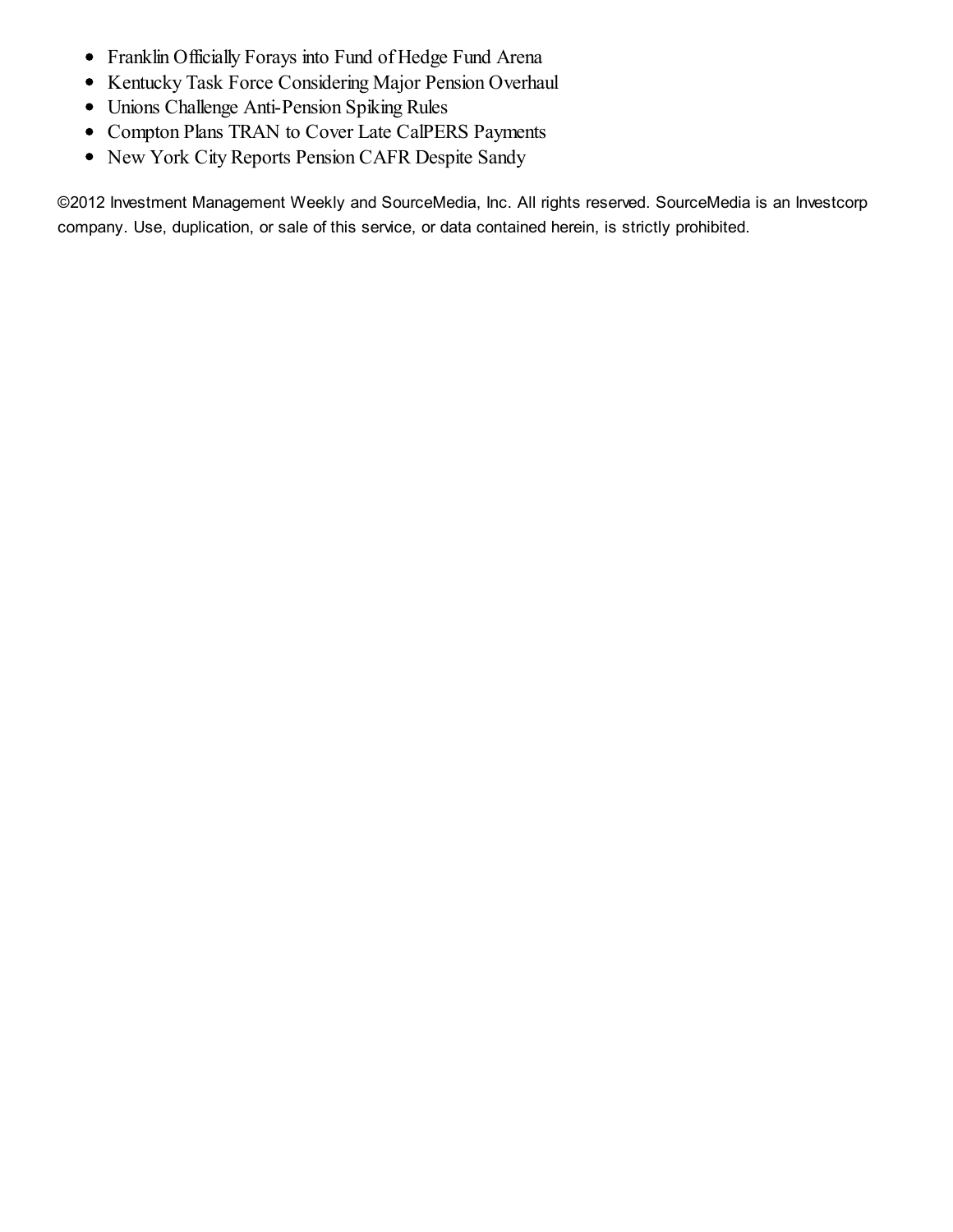- Franklin Officially Forays into Fund of Hedge Fund Arena
- Kentucky Task Force Considering Major Pension Overhaul
- Unions Challenge Anti-Pension Spiking Rules
- Compton Plans TRAN to Cover Late CalPERS Payments
- New York City Reports Pension CAFR Despite Sandy

©2012 Investment Management Weekly and SourceMedia, Inc. All rights reserved. SourceMedia is an Investcorp company. Use, duplication, or sale of this service, or data contained herein, is strictly prohibited.